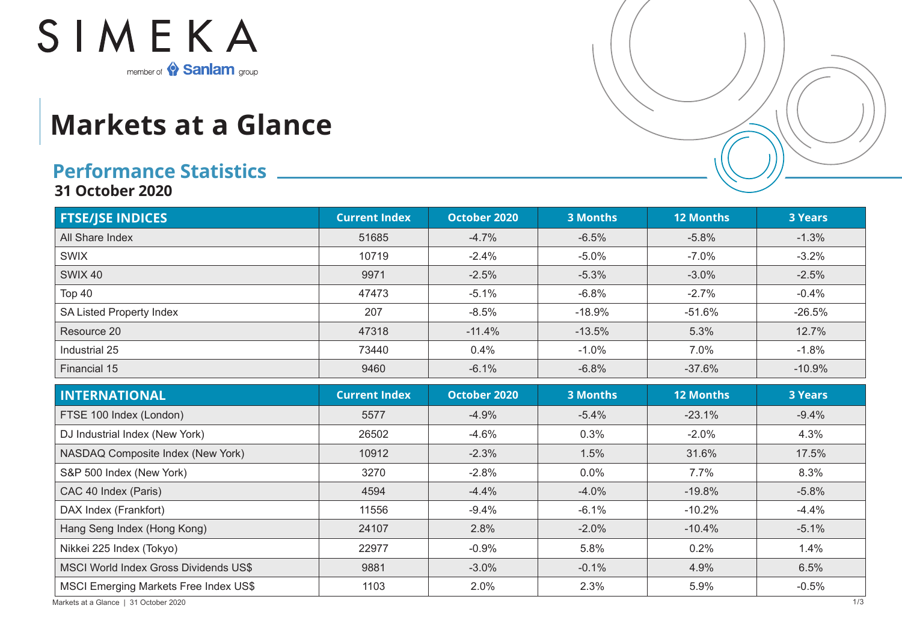SIMEKA

member of Sanlam group

# Markets at a Glance

## Performance Statistics

**31 October 2020**

| FTSE/JSE INDICES | Current Index | October 2020 | 3 Months | 12 Months | 3 Years |
|---|---|---|---|---|---|
| All Share Index | 51685 | -4.7% | -6.5% | -5.8% | -1.3% |
| SWIX | 10719 | -2.4% | -5.0% | -7.0% | -3.2% |
| SWIX 40 | 9971 | -2.5% | -5.3% | -3.0% | -2.5% |
| Top 40 | 47473 | -5.1% | -6.8% | -2.7% | -0.4% |
| SA Listed Property Index | 207 | -8.5% | -18.9% | -51.6% | -26.5% |
| Resource 20 | 47318 | -11.4% | -13.5% | 5.3% | 12.7% |
| Industrial 25 | 73440 | 0.4% | -1.0% | 7.0% | -1.8% |
| Financial 15 | 9460 | -6.1% | -6.8% | -37.6% | -10.9% |

| INTERNATIONAL | Current Index | October 2020 | 3 Months | 12 Months | 3 Years |
|---|---|---|---|---|---|
| FTSE 100 Index (London) | 5577 | -4.9% | -5.4% | -23.1% | -9.4% |
| DJ Industrial Index (New York) | 26502 | -4.6% | 0.3% | -2.0% | 4.3% |
| NASDAQ Composite Index (New York) | 10912 | -2.3% | 1.5% | 31.6% | 17.5% |
| S&P 500 Index (New York) | 3270 | -2.8% | 0.0% | 7.7% | 8.3% |
| CAC 40 Index (Paris) | 4594 | -4.4% | -4.0% | -19.8% | -5.8% |
| DAX Index (Frankfort) | 11556 | -9.4% | -6.1% | -10.2% | -4.4% |
| Hang Seng Index (Hong Kong) | 24107 | 2.8% | -2.0% | -10.4% | -5.1% |
| Nikkei 225 Index (Tokyo) | 22977 | -0.9% | 5.8% | 0.2% | 1.4% |
| MSCI World Index Gross Dividends US$ | 9881 | -3.0% | -0.1% | 4.9% | 6.5% |
| MSCI Emerging Markets Free Index US$ | 1103 | 2.0% | 2.3% | 5.9% | -0.5% |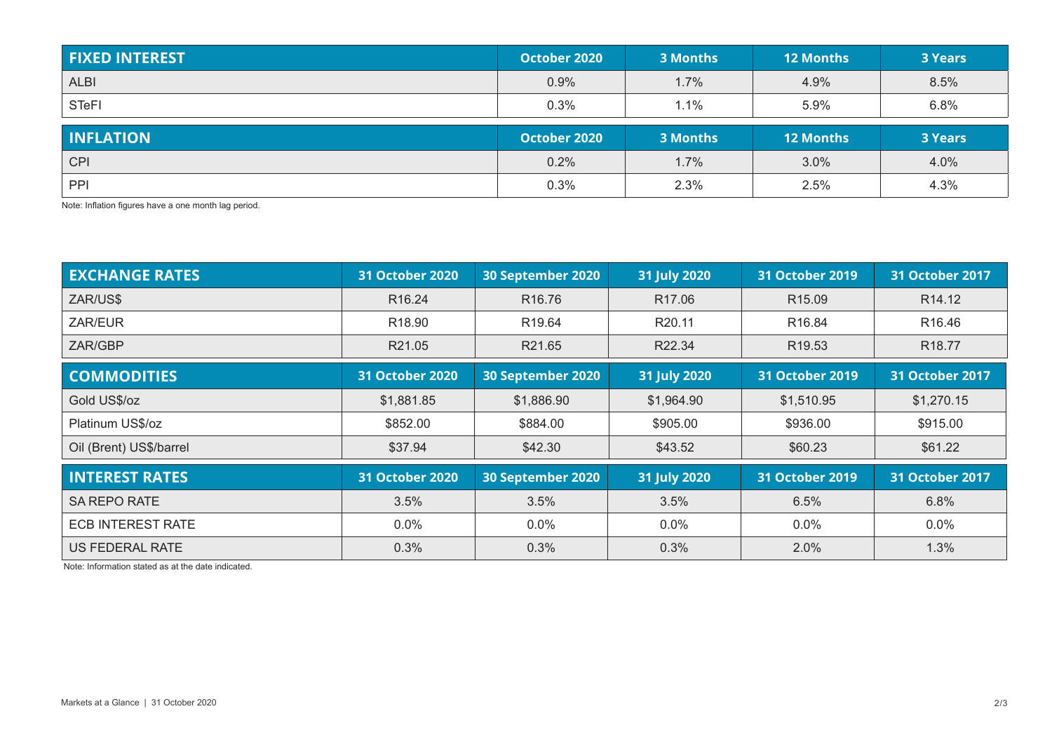| FIXED INTEREST | October 2020 | 3 Months | 12 Months | 3 Years |
|---|---|---|---|---|
| ALBI | 0.9% | 1.7% | 4.9% | 8.5% |
| STeFI | 0.3% | 1.1% | 5.9% | 6.8% |

| INFLATION | October 2020 | 3 Months | 12 Months | 3 Years |
|---|---|---|---|---|
| CPI | 0.2% | 1.7% | 3.0% | 4.0% |
| PPI | 0.3% | 2.3% | 2.5% | 4.3% |

Note: Inflation figures have a one month lag period.

| EXCHANGE RATES | 31 October 2020 | 30 September 2020 | 31 July 2020 | 31 October 2019 | 31 October 2017 |
|---|---|---|---|---|---|
| ZAR/US$ | R16.24 | R16.76 | R17.06 | R15.09 | R14.12 |
| ZAR/EUR | R18.90 | R19.64 | R20.11 | R16.84 | R16.46 |
| ZAR/GBP | R21.05 | R21.65 | R22.34 | R19.53 | R18.77 |

| COMMODITIES | 31 October 2020 | 30 September 2020 | 31 July 2020 | 31 October 2019 | 31 October 2017 |
|---|---|---|---|---|---|
| Gold US$/oz | $1,881.85 | $1,886.90 | $1,964.90 | $1,510.95 | $1,270.15 |
| Platinum US$/oz | $852.00 | $884.00 | $905.00 | $936.00 | $915.00 |
| Oil (Brent) US$/barrel | $37.94 | $42.30 | $43.52 | $60.23 | $61.22 |

| INTEREST RATES | 31 October 2020 | 30 September 2020 | 31 July 2020 | 31 October 2019 | 31 October 2017 |
|---|---|---|---|---|---|
| SA REPO RATE | 3.5% | 3.5% | 3.5% | 6.5% | 6.8% |
| ECB INTEREST RATE | 0.0% | 0.0% | 0.0% | 0.0% | 0.0% |
| US FEDERAL RATE | 0.3% | 0.3% | 0.3% | 2.0% | 1.3% |

Note: Information stated as at the date indicated.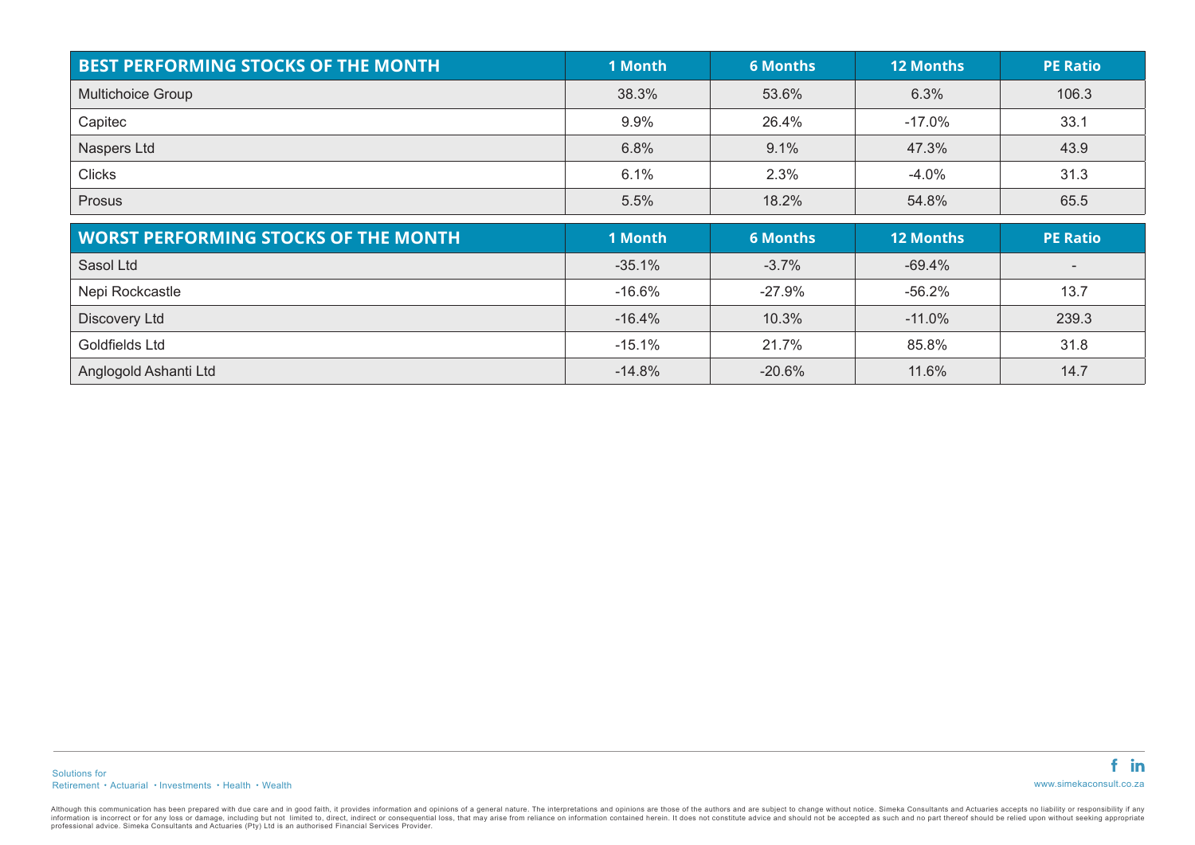| BEST PERFORMING STOCKS OF THE MONTH | 1 Month | 6 Months | 12 Months | PE Ratio |
|---|---|---|---|---|
| Multichoice Group | 38.3% | 53.6% | 6.3% | 106.3 |
| Capitec | 9.9% | 26.4% | -17.0% | 33.1 |
| Naspers Ltd | 6.8% | 9.1% | 47.3% | 43.9 |
| Clicks | 6.1% | 2.3% | -4.0% | 31.3 |
| Prosus | 5.5% | 18.2% | 54.8% | 65.5 |

| WORST PERFORMING STOCKS OF THE MONTH | 1 Month | 6 Months | 12 Months | PE Ratio |
|---|---|---|---|---|
| Sasol Ltd | -35.1% | -3.7% | -69.4% | - |
| Nepi Rockcastle | -16.6% | -27.9% | -56.2% | 13.7 |
| Discovery Ltd | -16.4% | 10.3% | -11.0% | 239.3 |
| Goldfields Ltd | -15.1% | 21.7% | 85.8% | 31.8 |
| Anglogold Ashanti Ltd | -14.8% | -20.6% | 11.6% | 14.7 |

Solutions for
Retirement • Actuarial • Investments • Health • Wealth

www.simekaconsult.co.za

Although this communication has been prepared with due care and in good faith, it provides information and opinions of a general nature. The interpretations and opinions are those of the authors and are subject to change without notice. Simeka Consultants and Actuaries accepts no liability or responsibility if any information is incorrect or for any loss or damage, including but not limited to, direct, indirect or consequential loss, that may arise from reliance on information contained herein. It does not constitute advice and should not be accepted as such and no part thereof should be relied upon without seeking appropriate professional advice. Simeka Consultants and Actuaries (Pty) Ltd is an authorised Financial Services Provider.